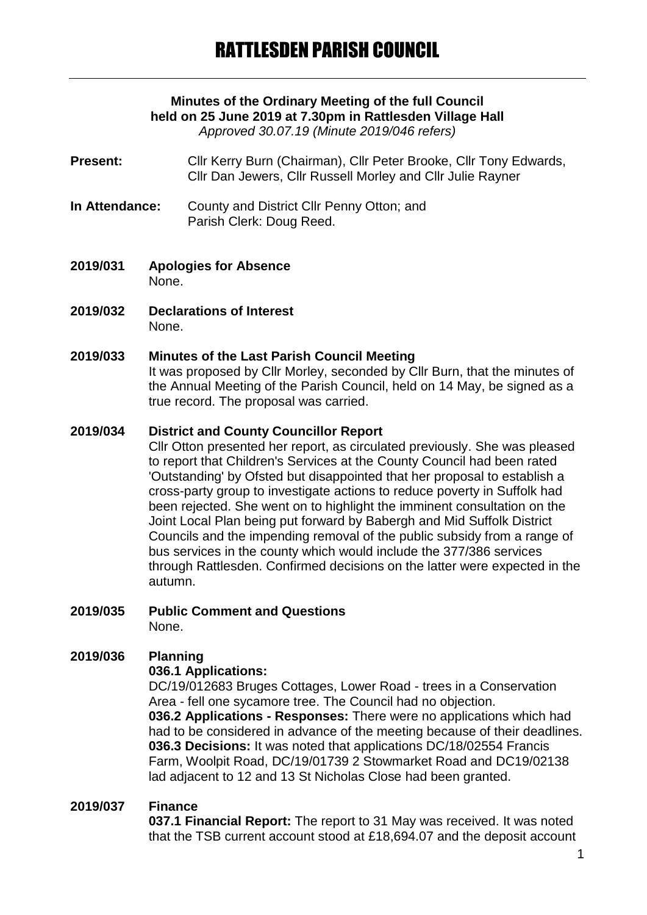# RATTLESDEN PARISH COUNCIL

**Minutes of the Ordinary Meeting of the full Council held on 25 June 2019 at 7.30pm in Rattlesden Village Hall**
*Approved 30.07.19 (Minute 2019/046 refers)*

**Present:** Cllr Kerry Burn (Chairman), Cllr Peter Brooke, Cllr Tony Edwards, Cllr Dan Jewers, Cllr Russell Morley and Cllr Julie Rayner

**In Attendance:** County and District Cllr Penny Otton; and Parish Clerk: Doug Reed.

**2019/031 Apologies for Absence**
None.

**2019/032 Declarations of Interest**
None.

**2019/033 Minutes of the Last Parish Council Meeting**
It was proposed by Cllr Morley, seconded by Cllr Burn, that the minutes of the Annual Meeting of the Parish Council, held on 14 May, be signed as a true record. The proposal was carried.

**2019/034 District and County Councillor Report**
Cllr Otton presented her report, as circulated previously. She was pleased to report that Children's Services at the County Council had been rated 'Outstanding' by Ofsted but disappointed that her proposal to establish a cross-party group to investigate actions to reduce poverty in Suffolk had been rejected. She went on to highlight the imminent consultation on the Joint Local Plan being put forward by Babergh and Mid Suffolk District Councils and the impending removal of the public subsidy from a range of bus services in the county which would include the 377/386 services through Rattlesden. Confirmed decisions on the latter were expected in the autumn.

**2019/035 Public Comment and Questions**
None.

**2019/036 Planning**
**036.1 Applications:**
DC/19/012683 Bruges Cottages, Lower Road - trees in a Conservation Area - fell one sycamore tree. The Council had no objection.
**036.2 Applications - Responses:** There were no applications which had had to be considered in advance of the meeting because of their deadlines.
**036.3 Decisions:** It was noted that applications DC/18/02554 Francis Farm, Woolpit Road, DC/19/01739 2 Stowmarket Road and DC19/02138 lad adjacent to 12 and 13 St Nicholas Close had been granted.

**2019/037 Finance**
**037.1 Financial Report:** The report to 31 May was received. It was noted that the TSB current account stood at £18,694.07 and the deposit account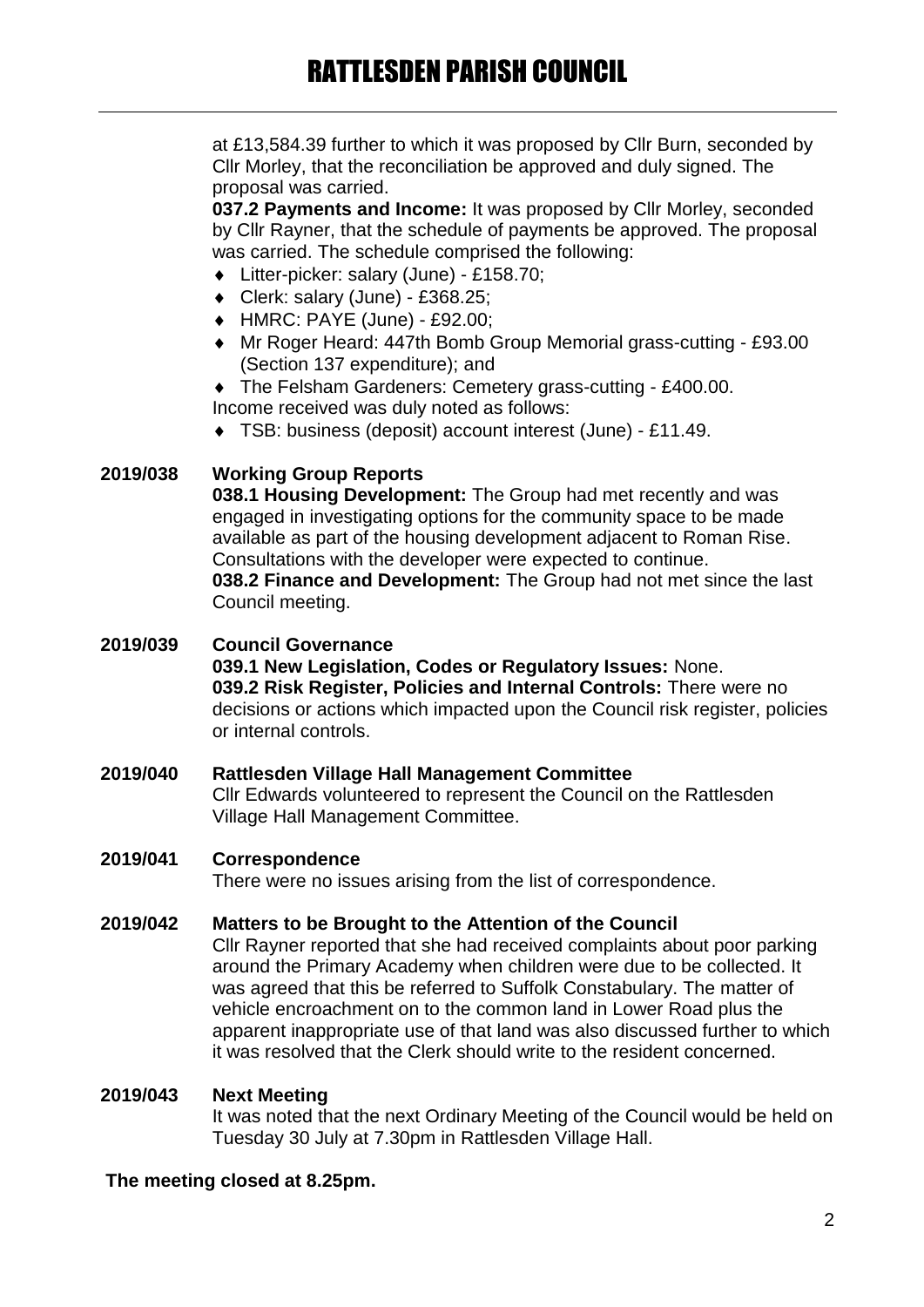at £13,584.39 further to which it was proposed by Cllr Burn, seconded by Cllr Morley, that the reconciliation be approved and duly signed. The proposal was carried.

**037.2 Payments and Income:** It was proposed by Cllr Morley, seconded by Cllr Rayner, that the schedule of payments be approved. The proposal was carried. The schedule comprised the following:

- Litter-picker: salary (June) - £158.70;
- Clerk: salary (June) - £368.25;
- HMRC: PAYE (June) - £92.00;
- Mr Roger Heard: 447th Bomb Group Memorial grass-cutting - £93.00 (Section 137 expenditure); and
- The Felsham Gardeners: Cemetery grass-cutting - £400.00.

Income received was duly noted as follows:

- TSB: business (deposit) account interest (June) - £11.49.

**2019/038 Working Group Reports**

**038.1 Housing Development:** The Group had met recently and was engaged in investigating options for the community space to be made available as part of the housing development adjacent to Roman Rise. Consultations with the developer were expected to continue.

**038.2 Finance and Development:** The Group had not met since the last Council meeting.

**2019/039 Council Governance**

**039.1 New Legislation, Codes or Regulatory Issues:** None.

**039.2 Risk Register, Policies and Internal Controls:** There were no decisions or actions which impacted upon the Council risk register, policies or internal controls.

**2019/040 Rattlesden Village Hall Management Committee**

Cllr Edwards volunteered to represent the Council on the Rattlesden Village Hall Management Committee.

**2019/041 Correspondence**

There were no issues arising from the list of correspondence.

**2019/042 Matters to be Brought to the Attention of the Council**

Cllr Rayner reported that she had received complaints about poor parking around the Primary Academy when children were due to be collected. It was agreed that this be referred to Suffolk Constabulary. The matter of vehicle encroachment on to the common land in Lower Road plus the apparent inappropriate use of that land was also discussed further to which it was resolved that the Clerk should write to the resident concerned.

**2019/043 Next Meeting**

It was noted that the next Ordinary Meeting of the Council would be held on Tuesday 30 July at 7.30pm in Rattlesden Village Hall.

**The meeting closed at 8.25pm.**